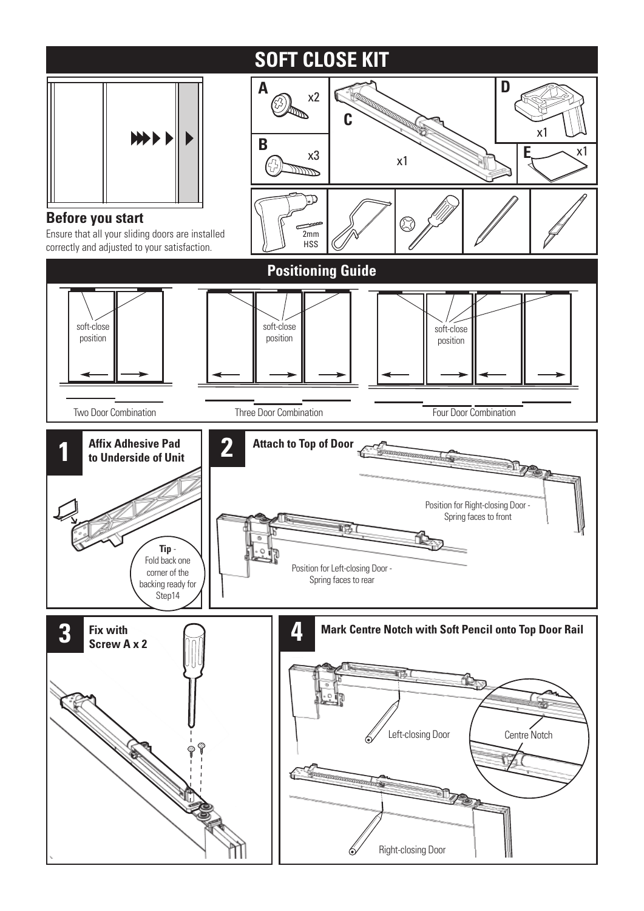# SOFT CLOSE KIT

A x2

B x3

C x1

D x1

E x1

2mm HSS

## Before you start

Ensure that all your sliding doors are installed correctly and adjusted to your satisfaction.

## Positioning Guide

soft-close position

Two Door Combination

soft-close position

Three Door Combination

soft-close position

Four Door Combination

## 1 Affix Adhesive Pad to Underside of Unit

**Tip** - Fold back one corner of the backing ready for Step14

## 2 Attach to Top of Door

Position for Right-closing Door - Spring faces to front

Position for Left-closing Door - Spring faces to rear

## 3 Fix with Screw A x 2

## 4 Mark Centre Notch with Soft Pencil onto Top Door Rail

Left-closing Door

Centre Notch

Right-closing Door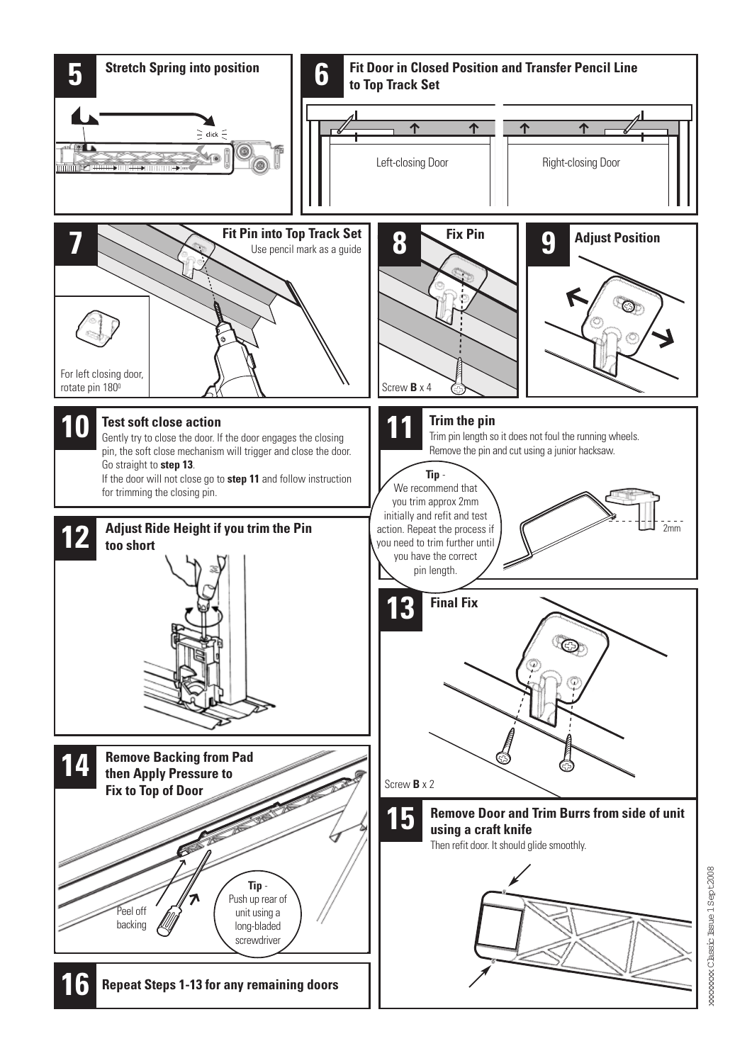## 5 Stretch Spring into position

click

## 6 Fit Door in Closed Position and Transfer Pencil Line to Top Track Set

Left-closing Door

Right-closing Door

## 7 Fit Pin into Top Track Set

Use pencil mark as a guide

For left closing door, rotate pin 180$^{0}$

## 8 Fix Pin

Screw **B** x 4

## 9 Adjust Position

## 10 Test soft close action

Gently try to close the door. If the door engages the closing pin, the soft close mechanism will trigger and close the door. Go straight to **step 13**.

If the door will not close go to **step 11** and follow instruction for trimming the closing pin.

## 11 Trim the pin

Trim pin length so it does not foul the running wheels. Remove the pin and cut using a junior hacksaw.

**Tip** - We recommend that you trim approx 2mm initially and refit and test action. Repeat the process if you need to trim further until you have the correct pin length.

2mm

## 12 Adjust Ride Height if you trim the Pin too short

## 13 Final Fix

Screw **B** x 2

## 14 Remove Backing from Pad then Apply Pressure to Fix to Top of Door

Peel off backing

**Tip** - Push up rear of unit using a long-bladed screwdriver

## 15 Remove Door and Trim Burrs from side of unit using a craft knife

Then refit door. It should glide smoothly.

## 16 Repeat Steps 1-13 for any remaining doors

xxxxxxxx Classic Issue 1 Sept 2008